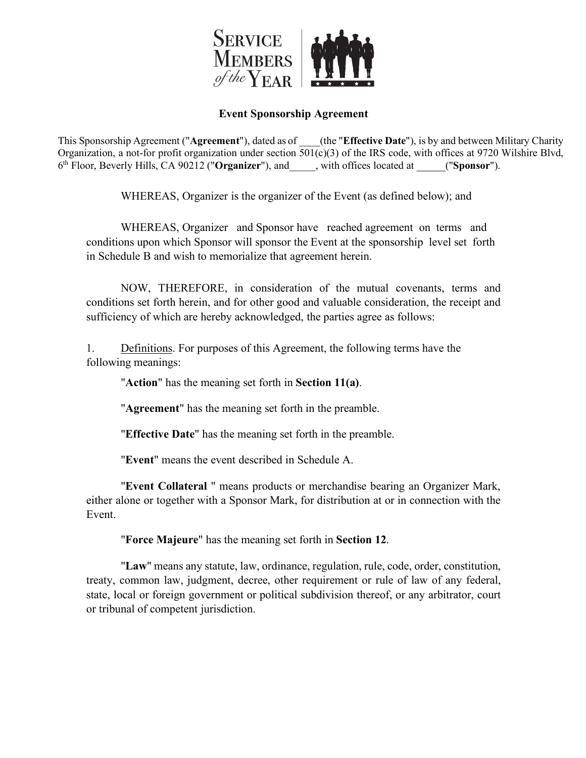# Event Sponsorship Agreement

This Sponsorship Agreement ("**Agreement**"), dated as of ____(the "**Effective Date**"), is by and between Military Charity Organization, a not-for profit organization under section 501(c)(3) of the IRS code, with offices at 9720 Wilshire Blvd, 6th Floor, Beverly Hills, CA 90212 ("**Organizer**"), and_____, with offices located at ______("**Sponsor**").

WHEREAS, Organizer is the organizer of the Event (as defined below); and

WHEREAS, Organizer and Sponsor have reached agreement on terms and conditions upon which Sponsor will sponsor the Event at the sponsorship level set forth in Schedule B and wish to memorialize that agreement herein.

NOW, THEREFORE, in consideration of the mutual covenants, terms and conditions set forth herein, and for other good and valuable consideration, the receipt and sufficiency of which are hereby acknowledged, the parties agree as follows:

1. Definitions. For purposes of this Agreement, the following terms have the following meanings:

"**Action**" has the meaning set forth in **Section 11(a)**.

"**Agreement**" has the meaning set forth in the preamble.

"**Effective Date**" has the meaning set forth in the preamble.

"**Event**" means the event described in Schedule A.

"**Event Collateral** " means products or merchandise bearing an Organizer Mark, either alone or together with a Sponsor Mark, for distribution at or in connection with the Event.

"**Force Majeure**" has the meaning set forth in **Section 12**.

"**Law**" means any statute, law, ordinance, regulation, rule, code, order, constitution, treaty, common law, judgment, decree, other requirement or rule of law of any federal, state, local or foreign government or political subdivision thereof, or any arbitrator, court or tribunal of competent jurisdiction.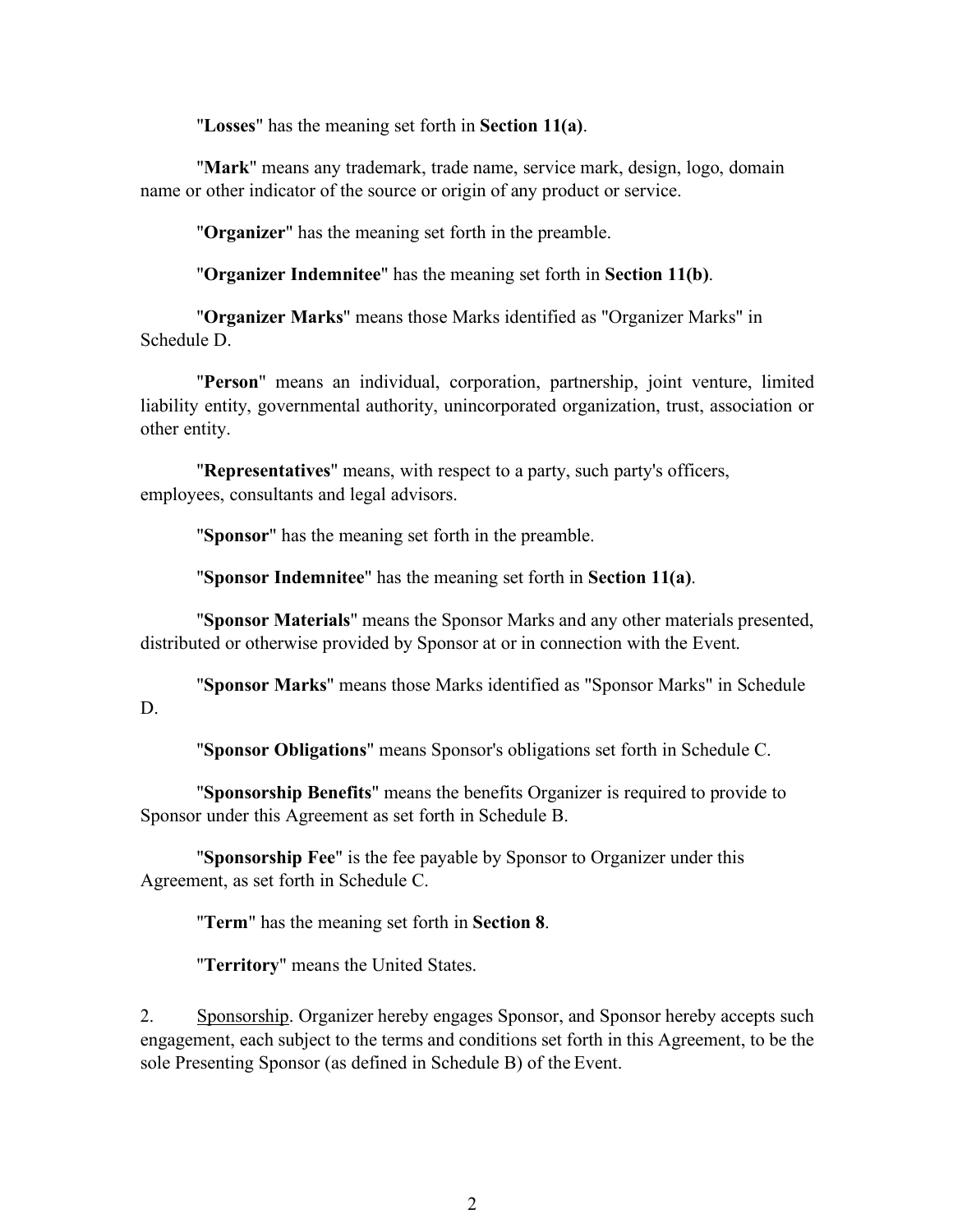"**Losses**" has the meaning set forth in **Section 11(a)**.

"**Mark**" means any trademark, trade name, service mark, design, logo, domain name or other indicator of the source or origin of any product or service.

"**Organizer**" has the meaning set forth in the preamble.

"**Organizer Indemnitee**" has the meaning set forth in **Section 11(b)**.

"**Organizer Marks**" means those Marks identified as "Organizer Marks" in Schedule D.

"**Person**" means an individual, corporation, partnership, joint venture, limited liability entity, governmental authority, unincorporated organization, trust, association or other entity.

"**Representatives**" means, with respect to a party, such party's officers, employees, consultants and legal advisors.

"**Sponsor**" has the meaning set forth in the preamble.

"**Sponsor Indemnitee**" has the meaning set forth in **Section 11(a)**.

"**Sponsor Materials**" means the Sponsor Marks and any other materials presented, distributed or otherwise provided by Sponsor at or in connection with the Event.

"**Sponsor Marks**" means those Marks identified as "Sponsor Marks" in Schedule D.

"**Sponsor Obligations**" means Sponsor's obligations set forth in Schedule C.

"**Sponsorship Benefits**" means the benefits Organizer is required to provide to Sponsor under this Agreement as set forth in Schedule B.

"**Sponsorship Fee**" is the fee payable by Sponsor to Organizer under this Agreement, as set forth in Schedule C.

"**Term**" has the meaning set forth in **Section 8**.

"**Territory**" means the United States.

2. Sponsorship. Organizer hereby engages Sponsor, and Sponsor hereby accepts such engagement, each subject to the terms and conditions set forth in this Agreement, to be the sole Presenting Sponsor (as defined in Schedule B) of the Event.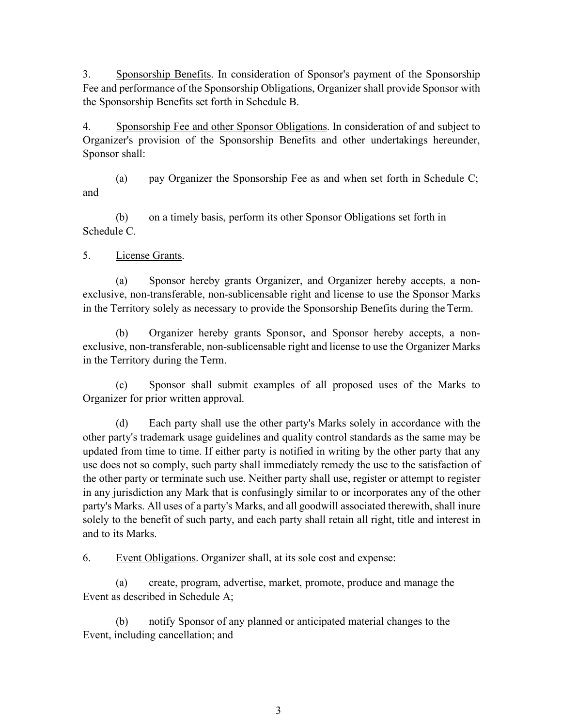3. <u>Sponsorship Benefits</u>. In consideration of Sponsor's payment of the Sponsorship Fee and performance of the Sponsorship Obligations, Organizer shall provide Sponsor with the Sponsorship Benefits set forth in Schedule B.

4. <u>Sponsorship Fee and other Sponsor Obligations</u>. In consideration of and subject to Organizer's provision of the Sponsorship Benefits and other undertakings hereunder, Sponsor shall:

(a) pay Organizer the Sponsorship Fee as and when set forth in Schedule C; and

(b) on a timely basis, perform its other Sponsor Obligations set forth in Schedule C.

5. <u>License Grants</u>.

(a) Sponsor hereby grants Organizer, and Organizer hereby accepts, a non-exclusive, non-transferable, non-sublicensable right and license to use the Sponsor Marks in the Territory solely as necessary to provide the Sponsorship Benefits during the Term.

(b) Organizer hereby grants Sponsor, and Sponsor hereby accepts, a non-exclusive, non-transferable, non-sublicensable right and license to use the Organizer Marks in the Territory during the Term.

(c) Sponsor shall submit examples of all proposed uses of the Marks to Organizer for prior written approval.

(d) Each party shall use the other party's Marks solely in accordance with the other party's trademark usage guidelines and quality control standards as the same may be updated from time to time. If either party is notified in writing by the other party that any use does not so comply, such party shall immediately remedy the use to the satisfaction of the other party or terminate such use. Neither party shall use, register or attempt to register in any jurisdiction any Mark that is confusingly similar to or incorporates any of the other party's Marks. All uses of a party's Marks, and all goodwill associated therewith, shall inure solely to the benefit of such party, and each party shall retain all right, title and interest in and to its Marks.

6. <u>Event Obligations</u>. Organizer shall, at its sole cost and expense:

(a) create, program, advertise, market, promote, produce and manage the Event as described in Schedule A;

(b) notify Sponsor of any planned or anticipated material changes to the Event, including cancellation; and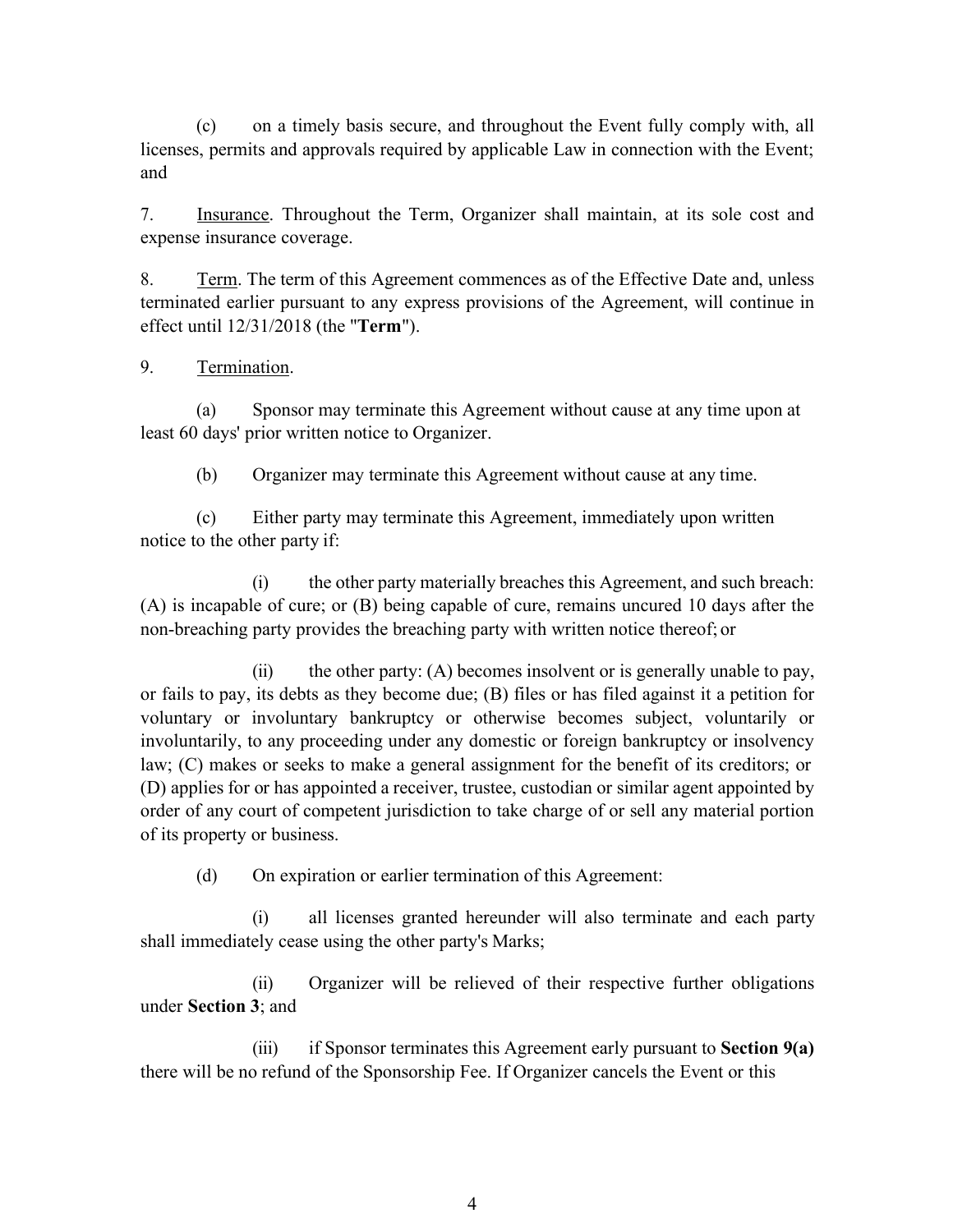(c) on a timely basis secure, and throughout the Event fully comply with, all licenses, permits and approvals required by applicable Law in connection with the Event; and

7. Insurance. Throughout the Term, Organizer shall maintain, at its sole cost and expense insurance coverage.

8. Term. The term of this Agreement commences as of the Effective Date and, unless terminated earlier pursuant to any express provisions of the Agreement, will continue in effect until 12/31/2018 (the "**Term**").

9. Termination.

(a) Sponsor may terminate this Agreement without cause at any time upon at least 60 days' prior written notice to Organizer.

(b) Organizer may terminate this Agreement without cause at any time.

(c) Either party may terminate this Agreement, immediately upon written notice to the other party if:

(i) the other party materially breaches this Agreement, and such breach: (A) is incapable of cure; or (B) being capable of cure, remains uncured 10 days after the non-breaching party provides the breaching party with written notice thereof; or

(ii) the other party: (A) becomes insolvent or is generally unable to pay, or fails to pay, its debts as they become due; (B) files or has filed against it a petition for voluntary or involuntary bankruptcy or otherwise becomes subject, voluntarily or involuntarily, to any proceeding under any domestic or foreign bankruptcy or insolvency law; (C) makes or seeks to make a general assignment for the benefit of its creditors; or (D) applies for or has appointed a receiver, trustee, custodian or similar agent appointed by order of any court of competent jurisdiction to take charge of or sell any material portion of its property or business.

(d) On expiration or earlier termination of this Agreement:

(i) all licenses granted hereunder will also terminate and each party shall immediately cease using the other party's Marks;

(ii) Organizer will be relieved of their respective further obligations under **Section 3**; and

(iii) if Sponsor terminates this Agreement early pursuant to **Section 9(a)** there will be no refund of the Sponsorship Fee. If Organizer cancels the Event or this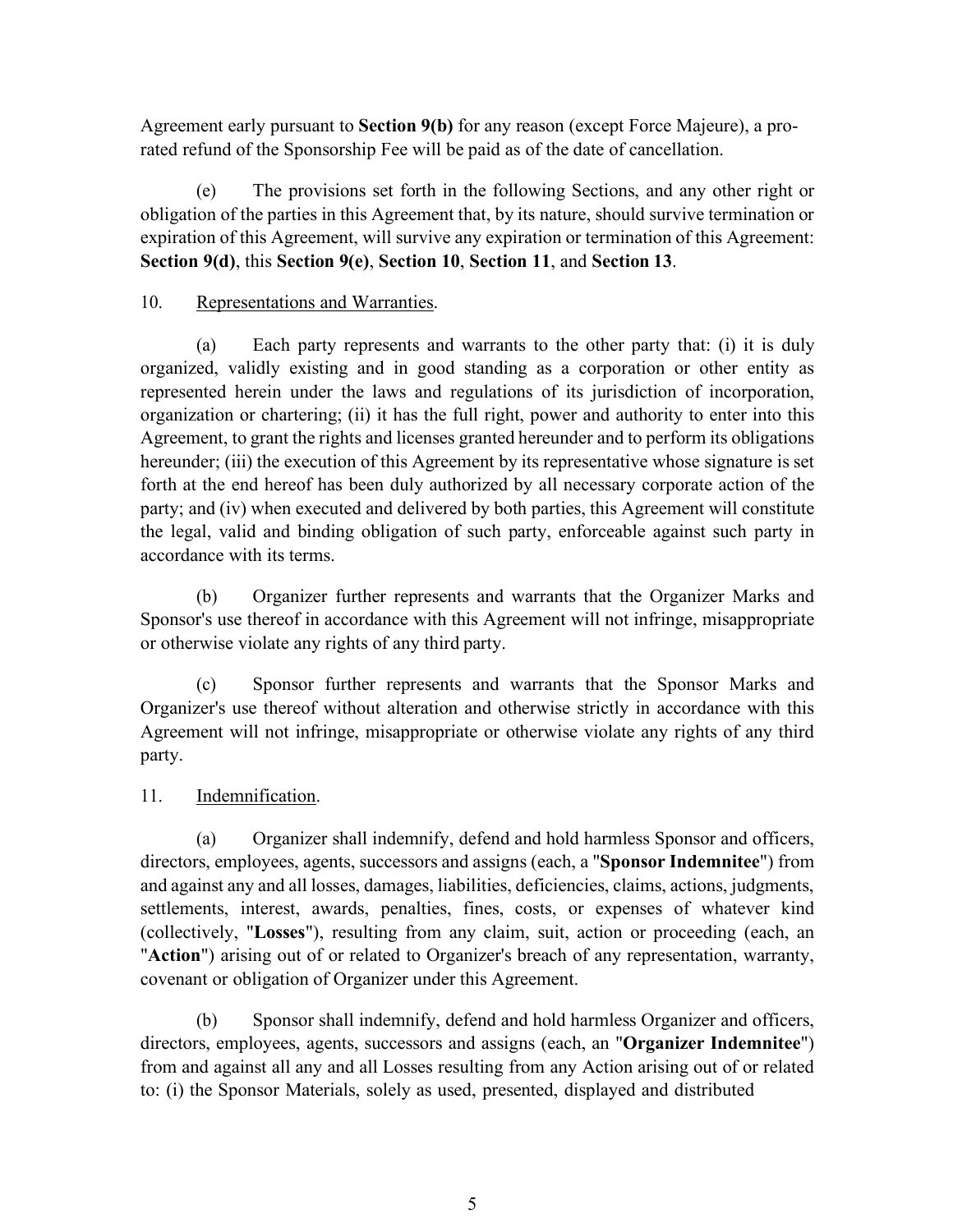Agreement early pursuant to **Section 9(b)** for any reason (except Force Majeure), a pro-rated refund of the Sponsorship Fee will be paid as of the date of cancellation.

(e) The provisions set forth in the following Sections, and any other right or obligation of the parties in this Agreement that, by its nature, should survive termination or expiration of this Agreement, will survive any expiration or termination of this Agreement: **Section 9(d)**, this **Section 9(e)**, **Section 10**, **Section 11**, and **Section 13**.

10. <u>Representations and Warranties</u>.

(a) Each party represents and warrants to the other party that: (i) it is duly organized, validly existing and in good standing as a corporation or other entity as represented herein under the laws and regulations of its jurisdiction of incorporation, organization or chartering; (ii) it has the full right, power and authority to enter into this Agreement, to grant the rights and licenses granted hereunder and to perform its obligations hereunder; (iii) the execution of this Agreement by its representative whose signature is set forth at the end hereof has been duly authorized by all necessary corporate action of the party; and (iv) when executed and delivered by both parties, this Agreement will constitute the legal, valid and binding obligation of such party, enforceable against such party in accordance with its terms.

(b) Organizer further represents and warrants that the Organizer Marks and Sponsor's use thereof in accordance with this Agreement will not infringe, misappropriate or otherwise violate any rights of any third party.

(c) Sponsor further represents and warrants that the Sponsor Marks and Organizer's use thereof without alteration and otherwise strictly in accordance with this Agreement will not infringe, misappropriate or otherwise violate any rights of any third party.

11. <u>Indemnification</u>.

(a) Organizer shall indemnify, defend and hold harmless Sponsor and officers, directors, employees, agents, successors and assigns (each, a "**Sponsor Indemnitee**") from and against any and all losses, damages, liabilities, deficiencies, claims, actions, judgments, settlements, interest, awards, penalties, fines, costs, or expenses of whatever kind (collectively, "**Losses**"), resulting from any claim, suit, action or proceeding (each, an "**Action**") arising out of or related to Organizer's breach of any representation, warranty, covenant or obligation of Organizer under this Agreement.

(b) Sponsor shall indemnify, defend and hold harmless Organizer and officers, directors, employees, agents, successors and assigns (each, an "**Organizer Indemnitee**") from and against all any and all Losses resulting from any Action arising out of or related to: (i) the Sponsor Materials, solely as used, presented, displayed and distributed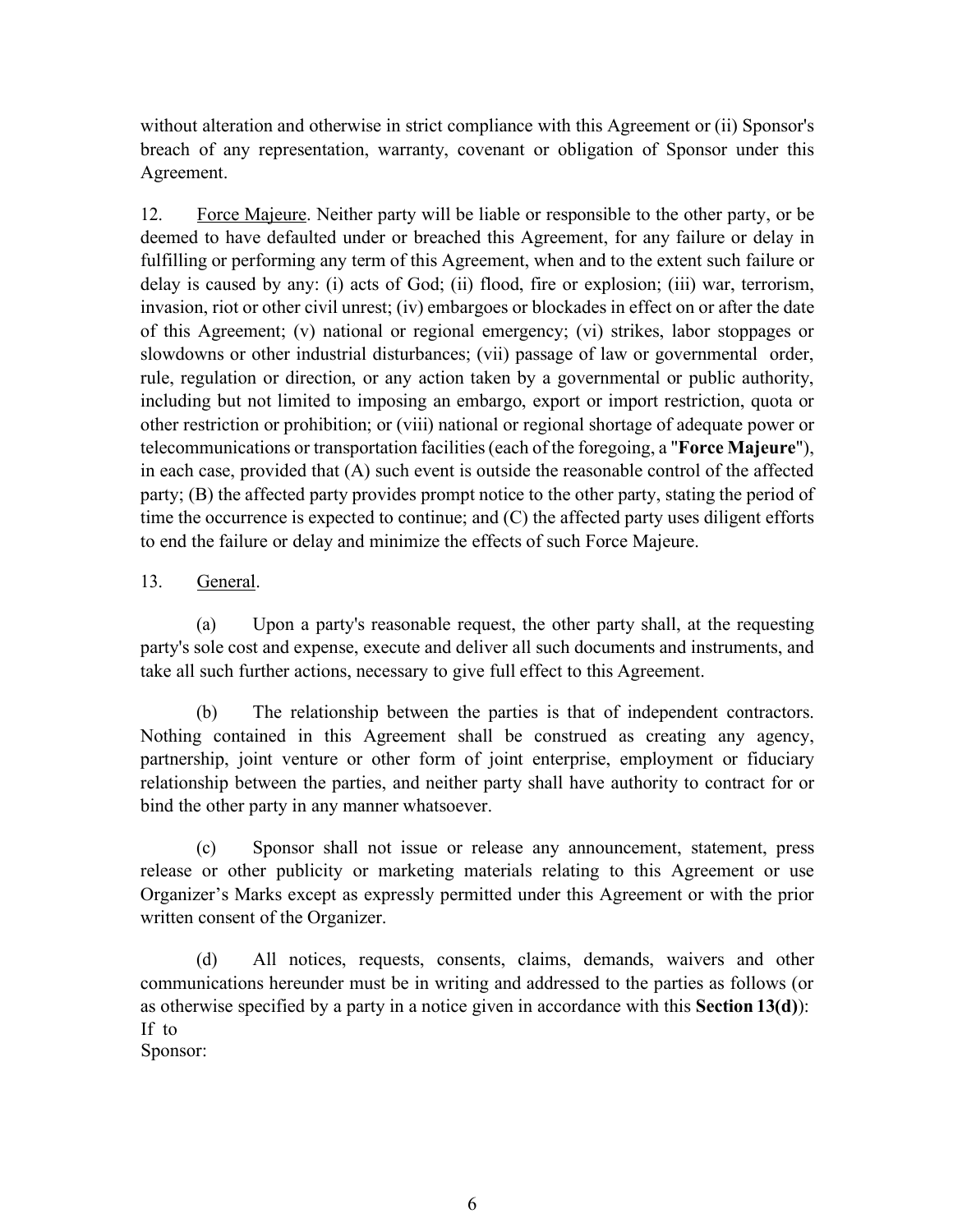without alteration and otherwise in strict compliance with this Agreement or (ii) Sponsor's breach of any representation, warranty, covenant or obligation of Sponsor under this Agreement.

12. Force Majeure. Neither party will be liable or responsible to the other party, or be deemed to have defaulted under or breached this Agreement, for any failure or delay in fulfilling or performing any term of this Agreement, when and to the extent such failure or delay is caused by any: (i) acts of God; (ii) flood, fire or explosion; (iii) war, terrorism, invasion, riot or other civil unrest; (iv) embargoes or blockades in effect on or after the date of this Agreement; (v) national or regional emergency; (vi) strikes, labor stoppages or slowdowns or other industrial disturbances; (vii) passage of law or governmental order, rule, regulation or direction, or any action taken by a governmental or public authority, including but not limited to imposing an embargo, export or import restriction, quota or other restriction or prohibition; or (viii) national or regional shortage of adequate power or telecommunications or transportation facilities (each of the foregoing, a "**Force Majeure**"), in each case, provided that (A) such event is outside the reasonable control of the affected party; (B) the affected party provides prompt notice to the other party, stating the period of time the occurrence is expected to continue; and (C) the affected party uses diligent efforts to end the failure or delay and minimize the effects of such Force Majeure.

13. General.

(a) Upon a party's reasonable request, the other party shall, at the requesting party's sole cost and expense, execute and deliver all such documents and instruments, and take all such further actions, necessary to give full effect to this Agreement.

(b) The relationship between the parties is that of independent contractors. Nothing contained in this Agreement shall be construed as creating any agency, partnership, joint venture or other form of joint enterprise, employment or fiduciary relationship between the parties, and neither party shall have authority to contract for or bind the other party in any manner whatsoever.

(c) Sponsor shall not issue or release any announcement, statement, press release or other publicity or marketing materials relating to this Agreement or use Organizer's Marks except as expressly permitted under this Agreement or with the prior written consent of the Organizer.

(d) All notices, requests, consents, claims, demands, waivers and other communications hereunder must be in writing and addressed to the parties as follows (or as otherwise specified by a party in a notice given in accordance with this **Section 13(d)**):

If to Sponsor: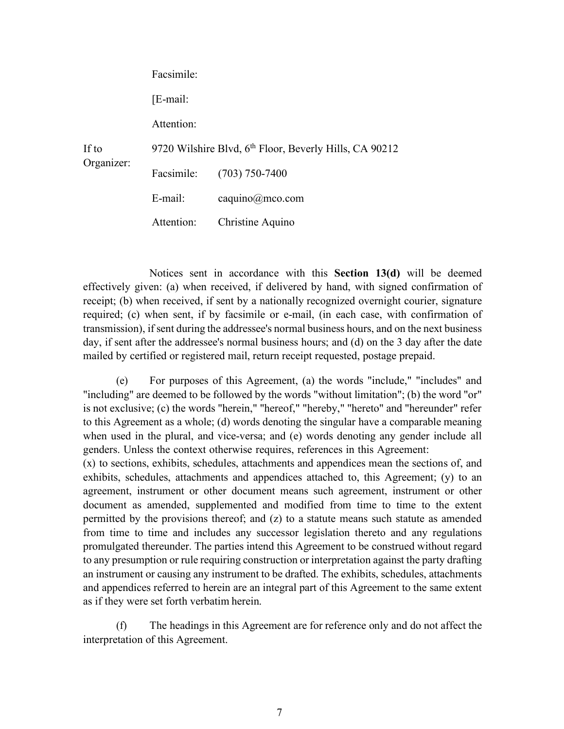Facsimile:

[E-mail:

Attention:

If to Organizer: 9720 Wilshire Blvd, 6th Floor, Beverly Hills, CA 90212

Facsimile: (703) 750-7400

E-mail: caquino@mco.com

Attention: Christine Aquino

Notices sent in accordance with this **Section 13(d)** will be deemed effectively given: (a) when received, if delivered by hand, with signed confirmation of receipt; (b) when received, if sent by a nationally recognized overnight courier, signature required; (c) when sent, if by facsimile or e-mail, (in each case, with confirmation of transmission), if sent during the addressee's normal business hours, and on the next business day, if sent after the addressee's normal business hours; and (d) on the 3 day after the date mailed by certified or registered mail, return receipt requested, postage prepaid.

(e) For purposes of this Agreement, (a) the words "include," "includes" and "including" are deemed to be followed by the words "without limitation"; (b) the word "or" is not exclusive; (c) the words "herein," "hereof," "hereby," "hereto" and "hereunder" refer to this Agreement as a whole; (d) words denoting the singular have a comparable meaning when used in the plural, and vice-versa; and (e) words denoting any gender include all genders. Unless the context otherwise requires, references in this Agreement:
(x) to sections, exhibits, schedules, attachments and appendices mean the sections of, and exhibits, schedules, attachments and appendices attached to, this Agreement; (y) to an agreement, instrument or other document means such agreement, instrument or other document as amended, supplemented and modified from time to time to the extent permitted by the provisions thereof; and (z) to a statute means such statute as amended from time to time and includes any successor legislation thereto and any regulations promulgated thereunder. The parties intend this Agreement to be construed without regard to any presumption or rule requiring construction or interpretation against the party drafting an instrument or causing any instrument to be drafted. The exhibits, schedules, attachments and appendices referred to herein are an integral part of this Agreement to the same extent as if they were set forth verbatim herein.

(f) The headings in this Agreement are for reference only and do not affect the interpretation of this Agreement.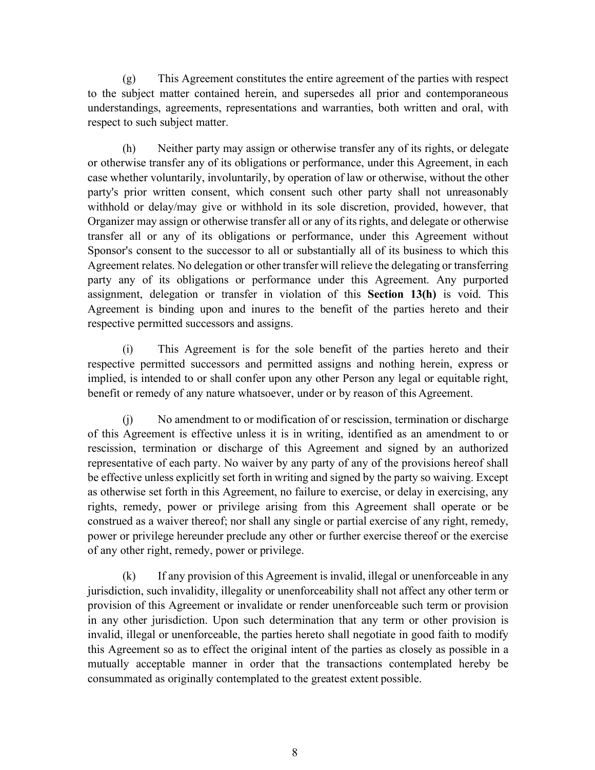(g) This Agreement constitutes the entire agreement of the parties with respect to the subject matter contained herein, and supersedes all prior and contemporaneous understandings, agreements, representations and warranties, both written and oral, with respect to such subject matter.

(h) Neither party may assign or otherwise transfer any of its rights, or delegate or otherwise transfer any of its obligations or performance, under this Agreement, in each case whether voluntarily, involuntarily, by operation of law or otherwise, without the other party's prior written consent, which consent such other party shall not unreasonably withhold or delay/may give or withhold in its sole discretion, provided, however, that Organizer may assign or otherwise transfer all or any of its rights, and delegate or otherwise transfer all or any of its obligations or performance, under this Agreement without Sponsor's consent to the successor to all or substantially all of its business to which this Agreement relates. No delegation or other transfer will relieve the delegating or transferring party any of its obligations or performance under this Agreement. Any purported assignment, delegation or transfer in violation of this **Section 13(h)** is void. This Agreement is binding upon and inures to the benefit of the parties hereto and their respective permitted successors and assigns.

(i) This Agreement is for the sole benefit of the parties hereto and their respective permitted successors and permitted assigns and nothing herein, express or implied, is intended to or shall confer upon any other Person any legal or equitable right, benefit or remedy of any nature whatsoever, under or by reason of this Agreement.

(j) No amendment to or modification of or rescission, termination or discharge of this Agreement is effective unless it is in writing, identified as an amendment to or rescission, termination or discharge of this Agreement and signed by an authorized representative of each party. No waiver by any party of any of the provisions hereof shall be effective unless explicitly set forth in writing and signed by the party so waiving. Except as otherwise set forth in this Agreement, no failure to exercise, or delay in exercising, any rights, remedy, power or privilege arising from this Agreement shall operate or be construed as a waiver thereof; nor shall any single or partial exercise of any right, remedy, power or privilege hereunder preclude any other or further exercise thereof or the exercise of any other right, remedy, power or privilege.

(k) If any provision of this Agreement is invalid, illegal or unenforceable in any jurisdiction, such invalidity, illegality or unenforceability shall not affect any other term or provision of this Agreement or invalidate or render unenforceable such term or provision in any other jurisdiction. Upon such determination that any term or other provision is invalid, illegal or unenforceable, the parties hereto shall negotiate in good faith to modify this Agreement so as to effect the original intent of the parties as closely as possible in a mutually acceptable manner in order that the transactions contemplated hereby be consummated as originally contemplated to the greatest extent possible.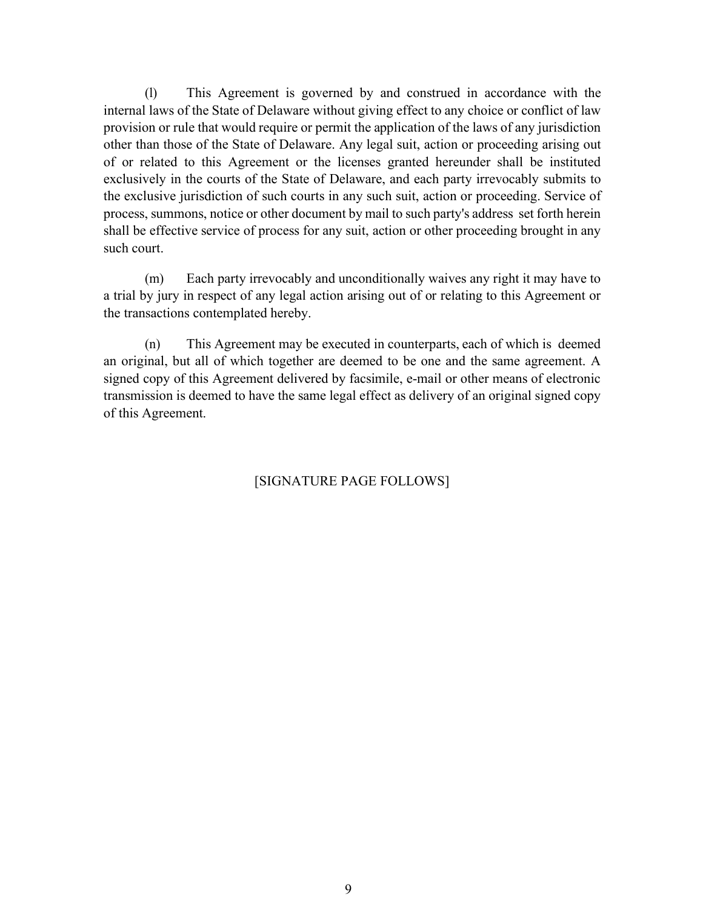(l) This Agreement is governed by and construed in accordance with the internal laws of the State of Delaware without giving effect to any choice or conflict of law provision or rule that would require or permit the application of the laws of any jurisdiction other than those of the State of Delaware. Any legal suit, action or proceeding arising out of or related to this Agreement or the licenses granted hereunder shall be instituted exclusively in the courts of the State of Delaware, and each party irrevocably submits to the exclusive jurisdiction of such courts in any such suit, action or proceeding. Service of process, summons, notice or other document by mail to such party's address set forth herein shall be effective service of process for any suit, action or other proceeding brought in any such court.

(m) Each party irrevocably and unconditionally waives any right it may have to a trial by jury in respect of any legal action arising out of or relating to this Agreement or the transactions contemplated hereby.

(n) This Agreement may be executed in counterparts, each of which is deemed an original, but all of which together are deemed to be one and the same agreement. A signed copy of this Agreement delivered by facsimile, e-mail or other means of electronic transmission is deemed to have the same legal effect as delivery of an original signed copy of this Agreement.

[SIGNATURE PAGE FOLLOWS]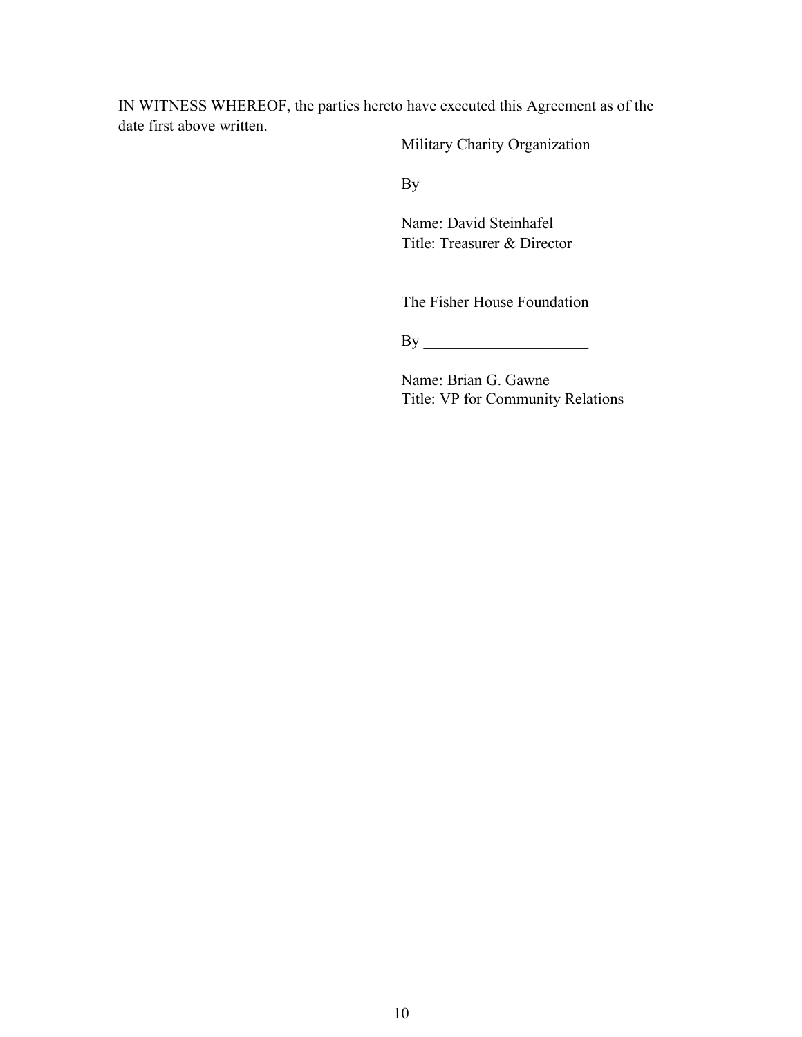IN WITNESS WHEREOF, the parties hereto have executed this Agreement as of the date first above written.

Military Charity Organization

By______________________

Name: David Steinhafel
Title: Treasurer & Director

The Fisher House Foundation

By______________________

Name: Brian G. Gawne
Title: VP for Community Relations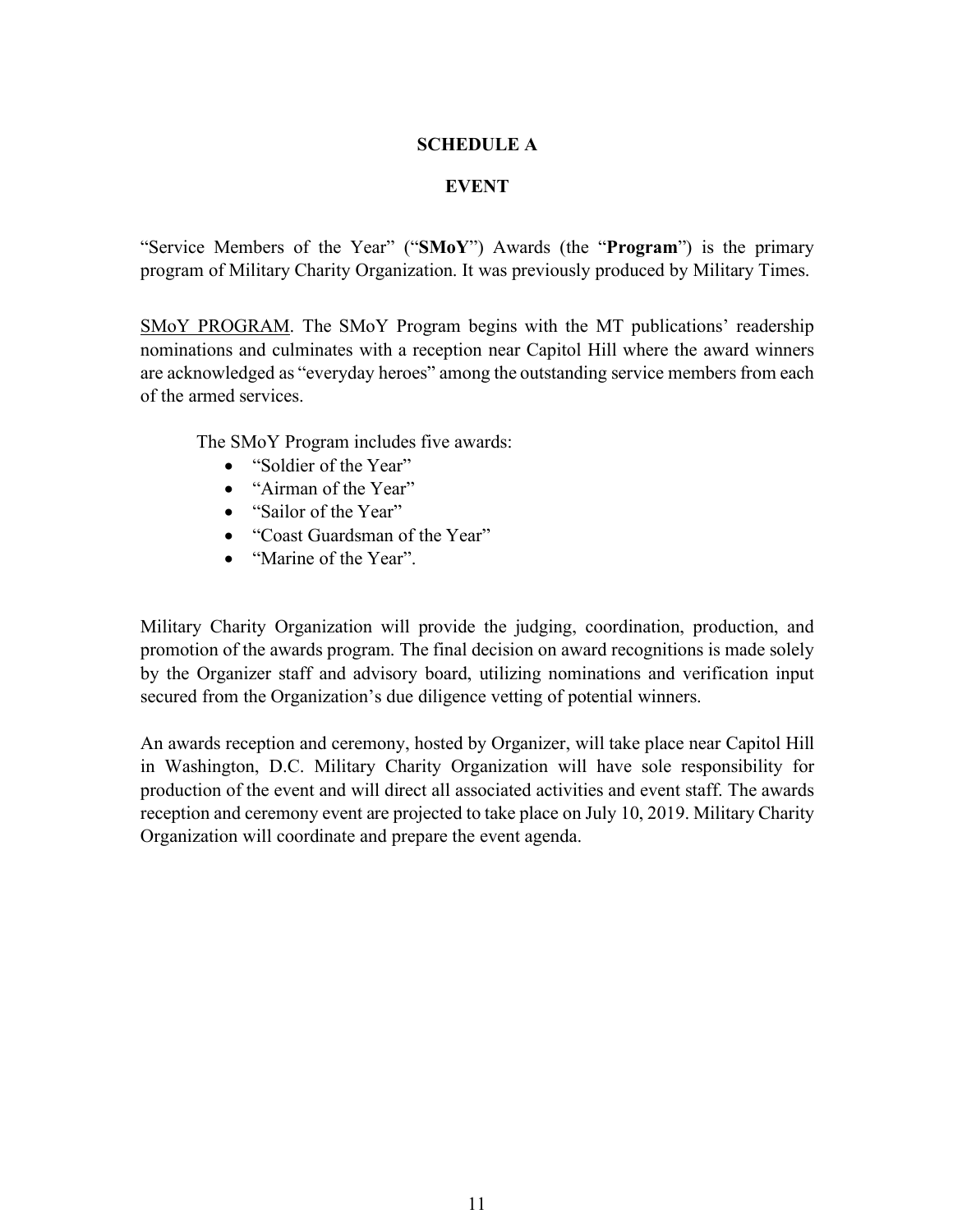# SCHEDULE A

## EVENT

"Service Members of the Year" ("**SMoY**") Awards (the "**Program**") is the primary program of Military Charity Organization. It was previously produced by Military Times.

<u>SMoY PROGRAM</u>. The SMoY Program begins with the MT publications' readership nominations and culminates with a reception near Capitol Hill where the award winners are acknowledged as "everyday heroes" among the outstanding service members from each of the armed services.

The SMoY Program includes five awards:

- "Soldier of the Year"
- "Airman of the Year"
- "Sailor of the Year"
- "Coast Guardsman of the Year"
- "Marine of the Year".

Military Charity Organization will provide the judging, coordination, production, and promotion of the awards program. The final decision on award recognitions is made solely by the Organizer staff and advisory board, utilizing nominations and verification input secured from the Organization's due diligence vetting of potential winners.

An awards reception and ceremony, hosted by Organizer, will take place near Capitol Hill in Washington, D.C. Military Charity Organization will have sole responsibility for production of the event and will direct all associated activities and event staff. The awards reception and ceremony event are projected to take place on July 10, 2019. Military Charity Organization will coordinate and prepare the event agenda.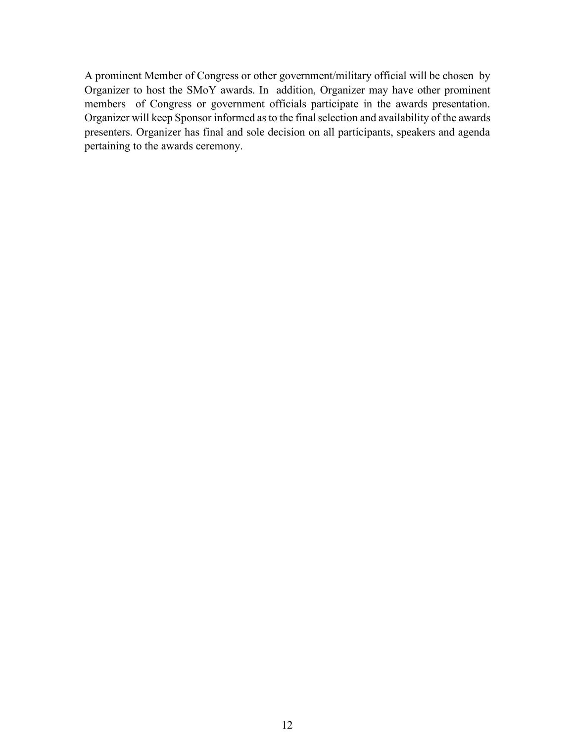A prominent Member of Congress or other government/military official will be chosen by Organizer to host the SMoY awards. In addition, Organizer may have other prominent members of Congress or government officials participate in the awards presentation. Organizer will keep Sponsor informed as to the final selection and availability of the awards presenters. Organizer has final and sole decision on all participants, speakers and agenda pertaining to the awards ceremony.